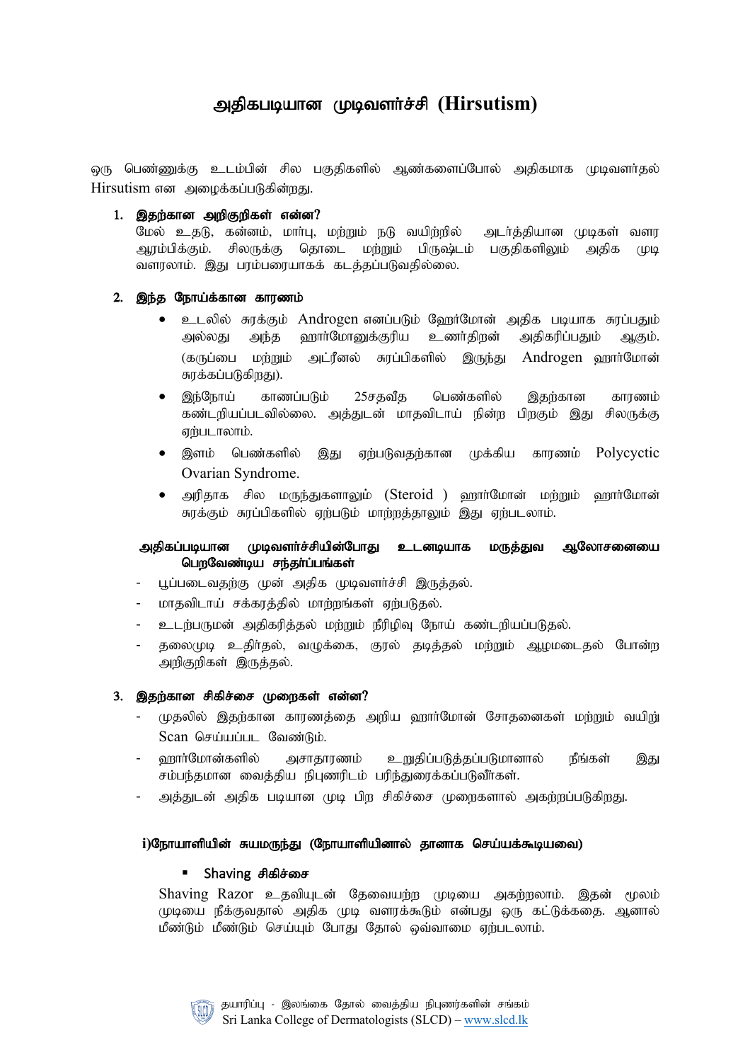# அதிகபடியான முடிவளர்ச்சி (Hirsutism)

ஒரு பெண்ணுக்கு உடம்பின் சில பகுதிகளில் ஆண்களைப்போல் அதிகமாக முடிவளர்தல் Hirsutism என அழைக்கப்படுகின்றது.

## 1. இதற்கான அறிகுறிகள் என்ன?

மேல் உதடு, கன்னம், மார்பு, மற்றும் நடு வயிற்றில் அடர்த்தியான முடிகள் வளர ஆரம்பிக்கும். சிலருக்கு தொடை மற்றும் பிருஷ்டம் பகுதிகளிலும் அதிக முடி வளரலாம். இது பரம்பரையாகக் கடத்தப்படுவதில்லை.

## 2. இந்த நோய்க்கான காரணம்

- உடலில் சுரக்கும் Androgen எனப்படும் ஹோர்மோன் அதிக படியாக சுரப்பதும் அல்லது அந்த ஹார்மோனுக்குரிய உணர்திறன் அதிகரிப்பதும் ஆகும். (கருப்பை மற்றும் அட்ரீனல் சுரப்பிகளில் இருந்து Androgen ஹார்மோன் சுரக்கப்படுகிறது).
- இந்நோய் காணப்படும் 25சதவீத பெண்களில் இதற்கான காரணம் கண்டறியப்படவில்லை. அத்துடன் மாதவிடாய் நின்ற பிறகும் இது சிலருக்கு ஏற்படலாம்.
- இளம் பெண்களில் இது ஏற்படுவதற்கான முக்கிய காரணம் Polycyctic Ovarian Syndrome.
- அரிதாக சில மருந்துகளாலும் (Steroid ) ஹார்மோன் மற்றும் ஹார்மோன் சுரக்கும் சுரப்பிகளில் ஏற்படும் மாற்றத்தாலும் இது ஏற்படலாம்.

### அதிகப்படியான முடிவளர்ச்சியின்போது உடனடியாக மருத்துவ ஆலோசனையை பெறவேண்டிய சந்தர்ப்பங்கள்

- பூப்படைவதற்கு முன் அதிக முடிவளர்ச்சி இருத்தல்.
- மாதவிடாய் சக்கரத்தில் மாற்றங்கள் ஏற்படுதல்.
- உடற்பருமன் அதிகரித்தல் மற்றும் நீரிழிவு நோய் கண்டறியப்படுதல்.
- தலைமுடி உதிர்தல், வழுக்கை, குரல் தடித்தல் மற்றும் ஆழமடைதல் போன்ற அறிகுறிகள் இருத்தல்.

## 3. இதற்கான சிகிச்சை முறைகள் என்ன?

- முதலில் இதற்கான காரணத்தை அறிய ஹார்மோன் சோதனைகள் மற்றும் வயிறு Scan செய்யப்பட வேண்டும்.
- ஹார்மோன்களில் அசாதாரணம் உறுதிப்படுத்தப்படுமானால் நீங்கள் இது சம்பந்தமான வைத்திய நிபுணரிடம் பரிந்துரைக்கப்படுவீர்கள்.
- அத்துடன் அதிக படியான முடி பிற சிகிச்சை முறைகளால் அகற்றப்படுகிறது.

### i)நோயாளியின் சுயமருந்து (நோயாளியினால் தானாக செய்யக்கூடியவை)

- **Shaving சிகிச்சை**

Shaving Razor உதவியுடன் தேவையற்ற முடியை அகற்றலாம். இதன் மூலம் முடியை நீக்குவதால் அதிக முடி வளரக்கூடும் என்பது ஒரு கட்டுக்கதை. ஆனால் மீண்டும் மீண்டும் செய்யும் போது தோல் ஒவ்வாமை ஏற்படலாம்.

தயாரிப்பு - இலங்கை தோல் வைத்திய நிபுணர்களின் சங்கம்
Sri Lanka College of Dermatologists (SLCD) – www.slcd.lk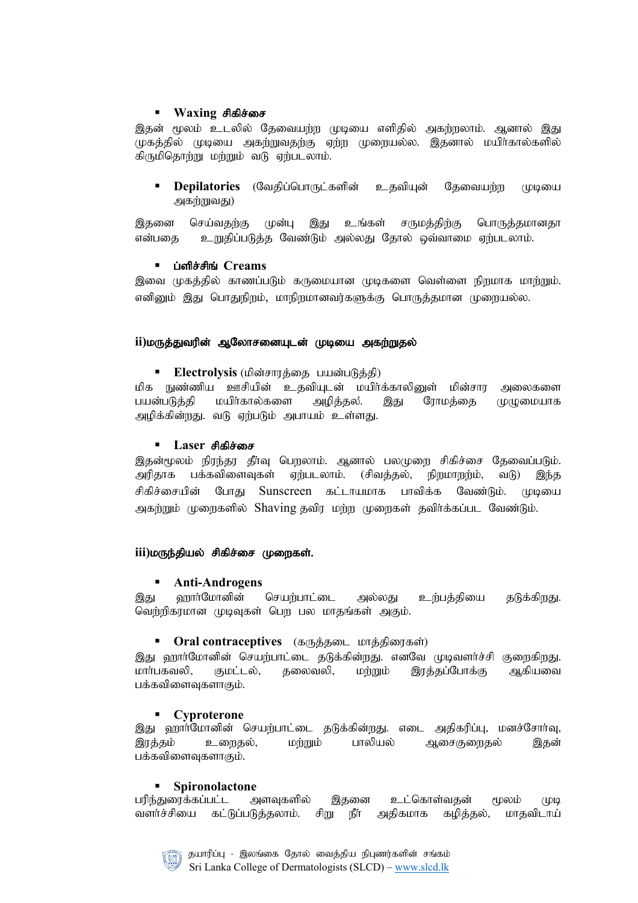- **Waxing சிகிச்சை**

இதன் மூலம் உடலில் தேவையற்ற முடியை எளிதில் அகற்றலாம். ஆனால் இது முகத்தில் முடியை அகற்றுவதற்கு ஏற்ற முறையல்ல. இதனால் மயிர்கால்களில் கிருமிதொற்று மற்றும் வடு ஏற்படலாம்.

- **Depilatories** (வேதிப்பொருட்களின் உதவியுன் தேவையற்ற முடியை அகற்றுவது)

இதனை செய்வதற்கு முன்பு இது உங்கள் சருமத்திற்கு பொருத்தமானதா என்பதை உறுதிப்படுத்த வேண்டும் அல்லது தோல் ஒவ்வாமை ஏற்படலாம்.

- **ப்ளிச்சிங் Creams**

இவை முகத்தில் காணப்படும் கருமையான முடிகளை வெள்ளை நிறமாக மாற்றும். எனினும் இது பொதுநிறம், மாநிறமானவர்களுக்கு பொருத்தமான முறையல்ல.

### ii)மருத்துவரின் ஆலோசனையுடன் முடியை அகற்றுதல்

- **Electrolysis** (மின்சாரத்தை பயன்படுத்தி)

மிக நுண்ணிய ஊசியின் உதவியுடன் மயிர்க்காலினுள் மின்சார அலைகளை பயன்படுத்தி மயிர்கால்களை அழித்தல். இது ரோமத்தை முழுமையாக அழிக்கின்றது. வடு ஏற்படும் அபாயம் உள்ளது.

- **Laser சிகிச்சை**

இதன்மூலம் நிரந்தர தீர்வு பெறலாம். ஆனால் பலமுறை சிகிச்சை தேவைப்படும். அரிதாக பக்கவிளைவுகள் ஏற்படலாம். (சிவத்தல், நிறமாற்றம், வடு) இந்த சிகிச்சையின் போது Sunscreen கட்டாயமாக பாவிக்க வேண்டும். முடியை அகற்றும் முறைகளில் Shaving தவிர மற்ற முறைகள் தவிர்க்கப்பட வேண்டும்.

### iii)மருந்தியல் சிகிச்சை முறைகள்.

- **Anti-Androgens**

இது ஹார்மோனின் செயற்பாட்டை அல்லது உற்பத்தியை தடுக்கிறது. வெற்றிகரமான முடிவுகள் பெற பல மாதங்கள் அகும்.

- **Oral contraceptives** (கருத்தடை மாத்திரைகள்)

இது ஹார்மோனின் செயற்பாட்டை தடுக்கின்றது. எனவே முடிவளர்ச்சி குறைகிறது. மார்பகவலி, குமட்டல், தலைவலி, மற்றும் இரத்தப்போக்கு ஆகியவை பக்கவிளைவுகளாகும்.

- **Cyproterone**

இது ஹார்மோனின் செயற்பாட்டை தடுக்கின்றது. எடை அதிகரிப்பு, மனச்சோர்வு, இரத்தம் உறைதல், மற்றும் பாலியல் ஆசைகுறைதல் இதன் பக்கவிளைவுகளாகும்.

- **Spironolactone**

பரிந்துரைக்கப்பட்ட அளவுகளில் இதனை உட்கொள்வதன் மூலம் முடி வளர்ச்சியை கட்டுப்படுத்தலாம். சிறு நீர் அதிகமாக கழித்தல், மாதவிடாய்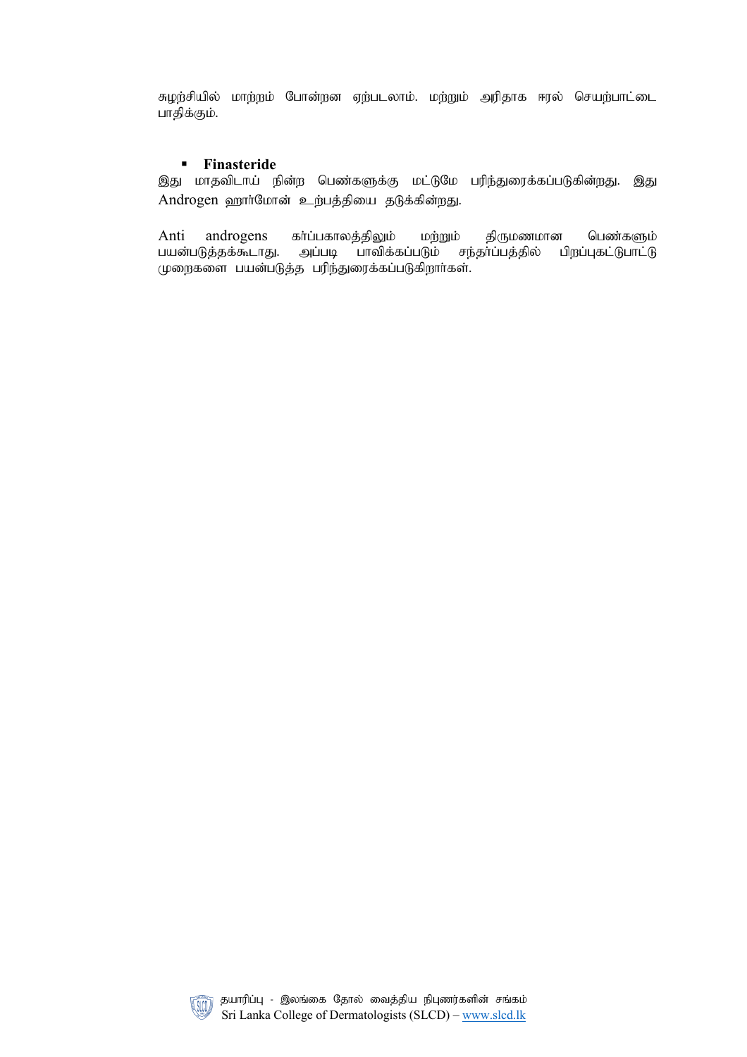சுழற்சியில் மாற்றம் போன்றன ஏற்படலாம். மற்றும் அரிதாக ஈரல் செயற்பாட்டை பாதிக்கும்.

- **Finasteride**

இது மாதவிடாய் நின்ற பெண்களுக்கு மட்டுமே பரிந்துரைக்கப்படுகின்றது. இது Androgen ஹார்மோன் உற்பத்தியை தடுக்கின்றது.

Anti androgens கர்ப்பகாலத்திலும் மற்றும் திருமணமான பெண்களும் பயன்படுத்தக்கூடாது. அப்படி பாவிக்கப்படும் சந்தர்ப்பத்தில் பிறப்புகட்டுபாட்டு முறைகளை பயன்படுத்த பரிந்துரைக்கப்படுகிறார்கள்.